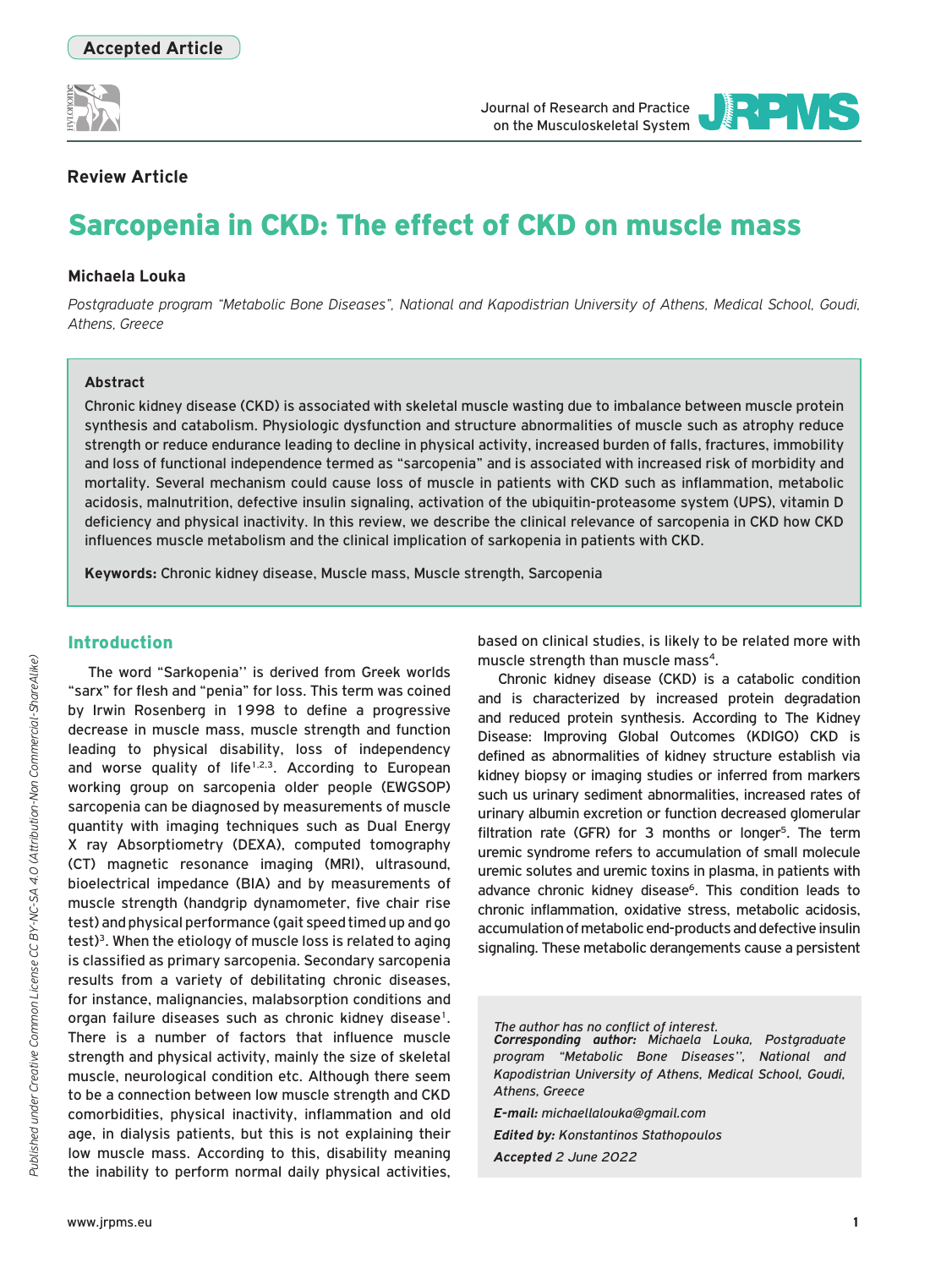Accepted Article

Journal of Research and Practice on the Musculoskeletal System

**Review Article**

# Sarcopenia in CKD: The effect of CKD on muscle mass

**Michaela Louka**

*Postgraduate program "Metabolic Bone Diseases", National and Kapodistrian University of Athens, Medical School, Goudi, Athens, Greece*

> **Abstract**
>
> Chronic kidney disease (CKD) is associated with skeletal muscle wasting due to imbalance between muscle protein synthesis and catabolism. Physiologic dysfunction and structure abnormalities of muscle such as atrophy reduce strength or reduce endurance leading to decline in physical activity, increased burden of falls, fractures, immobility and loss of functional independence termed as "sarcopenia" and is associated with increased risk of morbidity and mortality. Several mechanism could cause loss of muscle in patients with CKD such as inflammation, metabolic acidosis, malnutrition, defective insulin signaling, activation of the ubiquitin-proteasome system (UPS), vitamin D deficiency and physical inactivity. In this review, we describe the clinical relevance of sarcopenia in CKD how CKD influences muscle metabolism and the clinical implication of sarkopenia in patients with CKD.
>
> **Keywords:** Chronic kidney disease, Muscle mass, Muscle strength, Sarcopenia

## Introduction

The word "Sarkopenia'' is derived from Greek worlds "sarx" for flesh and "penia" for loss. This term was coined by Irwin Rosenberg in 1998 to define a progressive decrease in muscle mass, muscle strength and function leading to physical disability, loss of independency and worse quality of life[1,2,3]. According to European working group on sarcopenia older people (EWGSOP) sarcopenia can be diagnosed by measurements of muscle quantity with imaging techniques such as Dual Energy X ray Absorptiometry (DEXA), computed tomography (CT) magnetic resonance imaging (MRI), ultrasound, bioelectrical impedance (BIA) and by measurements of muscle strength (handgrip dynamometer, five chair rise test) and physical performance (gait speed timed up and go test)[3]. When the etiology of muscle loss is related to aging is classified as primary sarcopenia. Secondary sarcopenia results from a variety of debilitating chronic diseases, for instance, malignancies, malabsorption conditions and organ failure diseases such as chronic kidney disease[1]. There is a number of factors that influence muscle strength and physical activity, mainly the size of skeletal muscle, neurological condition etc. Although there seem to be a connection between low muscle strength and CKD comorbidities, physical inactivity, inflammation and old age, in dialysis patients, but this is not explaining their low muscle mass. According to this, disability meaning the inability to perform normal daily physical activities, based on clinical studies, is likely to be related more with muscle strength than muscle mass[4].

Chronic kidney disease (CKD) is a catabolic condition and is characterized by increased protein degradation and reduced protein synthesis. According to The Kidney Disease: Improving Global Outcomes (KDIGO) CKD is defined as abnormalities of kidney structure establish via kidney biopsy or imaging studies or inferred from markers such us urinary sediment abnormalities, increased rates of urinary albumin excretion or function decreased glomerular filtration rate (GFR) for 3 months or longer[5]. The term uremic syndrome refers to accumulation of small molecule uremic solutes and uremic toxins in plasma, in patients with advance chronic kidney disease[6]. This condition leads to chronic inflammation, oxidative stress, metabolic acidosis, accumulation of metabolic end-products and defective insulin signaling. These metabolic derangements cause a persistent

*The author has no conflict of interest.*
***Corresponding author:*** *Michaela Louka, Postgraduate program "Metabolic Bone Diseases", National and Kapodistrian University of Athens, Medical School, Goudi, Athens, Greece*
***E-mail:*** *michaellalouka@gmail.com*
***Edited by:*** *Konstantinos Stathopoulos*
***Accepted*** *2 June 2022*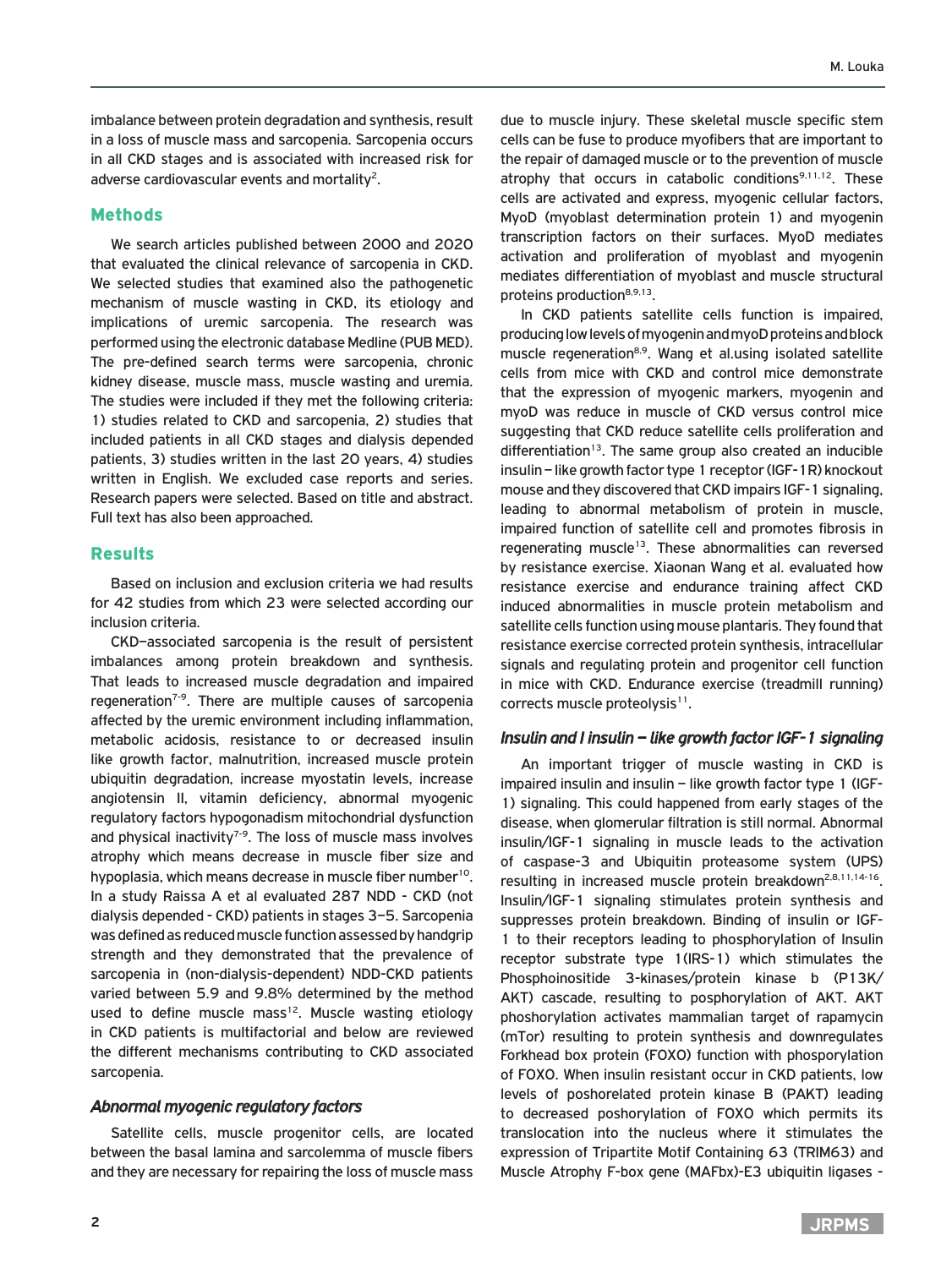imbalance between protein degradation and synthesis, result in a loss of muscle mass and sarcopenia. Sarcopenia occurs in all CKD stages and is associated with increased risk for adverse cardiovascular events and mortality[2].

## Methods

We search articles published between 2000 and 2020 that evaluated the clinical relevance of sarcopenia in CKD. We selected studies that examined also the pathogenetic mechanism of muscle wasting in CKD, its etiology and implications of uremic sarcopenia. The research was performed using the electronic database Medline (PUB MED). The pre-defined search terms were sarcopenia, chronic kidney disease, muscle mass, muscle wasting and uremia. The studies were included if they met the following criteria: 1) studies related to CKD and sarcopenia, 2) studies that included patients in all CKD stages and dialysis depended patients, 3) studies written in the last 20 years, 4) studies written in English. We excluded case reports and series. Research papers were selected. Based on title and abstract. Full text has also been approached.

## Results

Based on inclusion and exclusion criteria we had results for 42 studies from which 23 were selected according our inclusion criteria.

CKD–associated sarcopenia is the result of persistent imbalances among protein breakdown and synthesis. That leads to increased muscle degradation and impaired regeneration[7-9]. There are multiple causes of sarcopenia affected by the uremic environment including inflammation, metabolic acidosis, resistance to or decreased insulin like growth factor, malnutrition, increased muscle protein ubiquitin degradation, increase myostatin levels, increase angiotensin II, vitamin deficiency, abnormal myogenic regulatory factors hypogonadism mitochondrial dysfunction and physical inactivity[7-9]. The loss of muscle mass involves atrophy which means decrease in muscle fiber size and hypoplasia, which means decrease in muscle fiber number[10]. In a study Raissa A et al evaluated 287 NDD - CKD (not dialysis depended - CKD) patients in stages 3–5. Sarcopenia was defined as reduced muscle function assessed by handgrip strength and they demonstrated that the prevalence of sarcopenia in (non-dialysis-dependent) NDD-CKD patients varied between 5.9 and 9.8% determined by the method used to define muscle mass[12]. Muscle wasting etiology in CKD patients is multifactorial and below are reviewed the different mechanisms contributing to CKD associated sarcopenia.

### *Abnormal myogenic regulatory factors*

Satellite cells, muscle progenitor cells, are located between the basal lamina and sarcolemma of muscle fibers and they are necessary for repairing the loss of muscle mass due to muscle injury. These skeletal muscle specific stem cells can be fuse to produce myofibers that are important to the repair of damaged muscle or to the prevention of muscle atrophy that occurs in catabolic conditions[9,11,12]. These cells are activated and express, myogenic cellular factors, MyoD (myoblast determination protein 1) and myogenin transcription factors on their surfaces. MyoD mediates activation and proliferation of myoblast and myogenin mediates differentiation of myoblast and muscle structural proteins production[8,9,13].

In CKD patients satellite cells function is impaired, producing low levels of myogenin and myoD proteins and block muscle regeneration[8,9]. Wang et al.using isolated satellite cells from mice with CKD and control mice demonstrate that the expression of myogenic markers, myogenin and myoD was reduce in muscle of CKD versus control mice suggesting that CKD reduce satellite cells proliferation and differentiation[13]. The same group also created an inducible insulin – like growth factor type 1 receptor (IGF-1R) knockout mouse and they discovered that CKD impairs IGF-1 signaling, leading to abnormal metabolism of protein in muscle, impaired function of satellite cell and promotes fibrosis in regenerating muscle[13]. These abnormalities can reversed by resistance exercise. Xiaonan Wang et al. evaluated how resistance exercise and endurance training affect CKD induced abnormalities in muscle protein metabolism and satellite cells function using mouse plantaris. They found that resistance exercise corrected protein synthesis, intracellular signals and regulating protein and progenitor cell function in mice with CKD. Endurance exercise (treadmill running) corrects muscle proteolysis[11].

### *Insulin and I insulin – like growth factor IGF-1 signaling*

An important trigger of muscle wasting in CKD is impaired insulin and insulin – like growth factor type 1 (IGF-1) signaling. This could happened from early stages of the disease, when glomerular filtration is still normal. Abnormal insulin/IGF-1 signaling in muscle leads to the activation of caspase-3 and Ubiquitin proteasome system (UPS) resulting in increased muscle protein breakdown[2,8,11,14-16]. Insulin/IGF-1 signaling stimulates protein synthesis and suppresses protein breakdown. Binding of insulin or IGF-1 to their receptors leading to phosphorylation of Insulin receptor substrate type 1(IRS-1) which stimulates the Phosphoinositide 3-kinases/protein kinase b (P13K/AKT) cascade, resulting to posphorylation of AKT. AKT phoshorylation activates mammalian target of rapamycin (mTor) resulting to protein synthesis and downregulates Forkhead box protein (FOXO) function with phosporylation of FOXO. When insulin resistant occur in CKD patients, low levels of poshorelated protein kinase B (PAKT) leading to decreased poshorylation of FOXO which permits its translocation into the nucleus where it stimulates the expression of Tripartite Motif Containing 63 (TRIM63) and Muscle Atrophy F-box gene (MAFbx)-E3 ubiquitin ligases -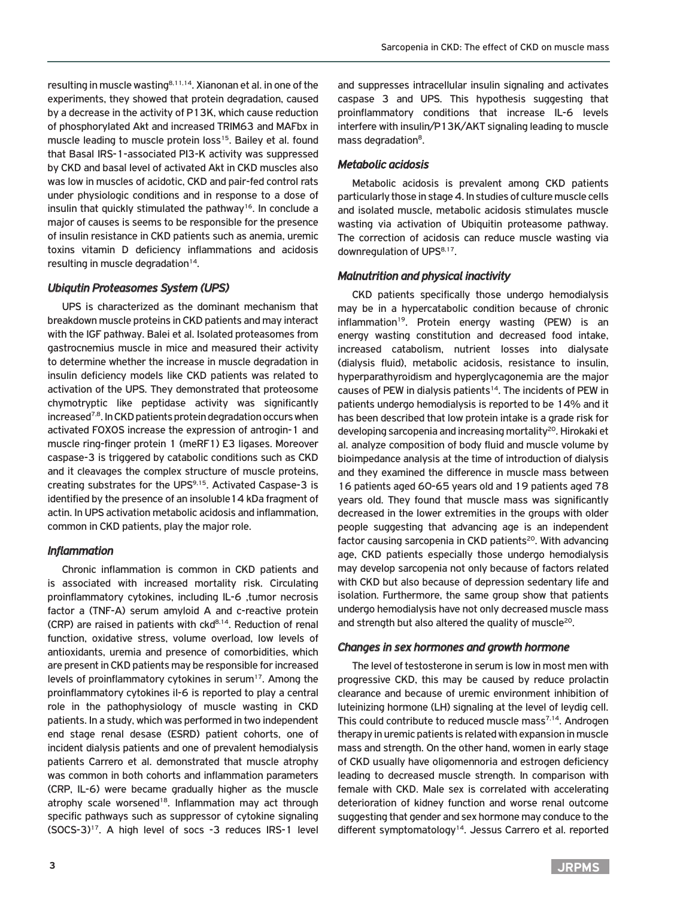resulting in muscle wasting[8,11,14]. Xianonan et al. in one of the experiments, they showed that protein degradation, caused by a decrease in the activity of P13K, which cause reduction of phosphorylated Akt and increased TRIM63 and MAFbx in muscle leading to muscle protein loss[15]. Bailey et al. found that Basal IRS-1-associated PI3-K activity was suppressed by CKD and basal level of activated Akt in CKD muscles also was low in muscles of acidotic, CKD and pair-fed control rats under physiologic conditions and in response to a dose of insulin that quickly stimulated the pathway[16]. In conclude a major of causes is seems to be responsible for the presence of insulin resistance in CKD patients such as anemia, uremic toxins vitamin D deficiency inflammations and acidosis resulting in muscle degradation[14].

### *Ubiqutin Proteasomes System (UPS)*

UPS is characterized as the dominant mechanism that breakdown muscle proteins in CKD patients and may interact with the IGF pathway. Balei et al. Isolated proteasomes from gastrocnemius muscle in mice and measured their activity to determine whether the increase in muscle degradation in insulin deficiency models like CKD patients was related to activation of the UPS. They demonstrated that proteosome chymotryptic like peptidase activity was significantly increased[7,8]. In CKD patients protein degradation occurs when activated FOXOS increase the expression of antrogin-1 and muscle ring-finger protein 1 (meRF1) E3 ligases. Moreover caspase-3 is triggered by catabolic conditions such as CKD and it cleavages the complex structure of muscle proteins, creating substrates for the UPS[9,15]. Activated Caspase-3 is identified by the presence of an insoluble14 kDa fragment of actin. In UPS activation metabolic acidosis and inflammation, common in CKD patients, play the major role.

### *Inflammation*

Chronic inflammation is common in CKD patients and is associated with increased mortality risk. Circulating proinflammatory cytokines, including IL-6 ,tumor necrosis factor a (TNF-A) serum amyloid A and c-reactive protein (CRP) are raised in patients with ckd[8,14]. Reduction of renal function, oxidative stress, volume overload, low levels of antioxidants, uremia and presence of comorbidities, which are present in CKD patients may be responsible for increased levels of proinflammatory cytokines in serum[17]. Among the proinflammatory cytokines il-6 is reported to play a central role in the pathophysiology of muscle wasting in CKD patients. In a study, which was performed in two independent end stage renal desase (ESRD) patient cohorts, one of incident dialysis patients and one of prevalent hemodialysis patients Carrero et al. demonstrated that muscle atrophy was common in both cohorts and inflammation parameters (CRP, IL-6) were became gradually higher as the muscle atrophy scale worsened[18]. Inflammation may act through specific pathways such as suppressor of cytokine signaling (SOCS-3)[17]. A high level of socs -3 reduces IRS-1 level and suppresses intracellular insulin signaling and activates caspase 3 and UPS. This hypothesis suggesting that proinflammatory conditions that increase IL-6 levels interfere with insulin/P13K/AKT signaling leading to muscle mass degradation[8].

### *Metabolic acidosis*

Metabolic acidosis is prevalent among CKD patients particularly those in stage 4. In studies of culture muscle cells and isolated muscle, metabolic acidosis stimulates muscle wasting via activation of Ubiquitin proteasome pathway. The correction of acidosis can reduce muscle wasting via downregulation of UPS[8,17].

### *Malnutrition and physical inactivity*

CKD patients specifically those undergo hemodialysis may be in a hypercatabolic condition because of chronic inflammation[19]. Protein energy wasting (PEW) is an energy wasting constitution and decreased food intake, increased catabolism, nutrient losses into dialysate (dialysis fluid), metabolic acidosis, resistance to insulin, hyperparathyroidism and hyperglycagonemia are the major causes of PEW in dialysis patients[14]. The incidents of PEW in patients undergo hemodialysis is reported to be 14% and it has been described that low protein intake is a grade risk for developing sarcopenia and increasing mortality[20]. Hirokaki et al. analyze composition of body fluid and muscle volume by bioimpedance analysis at the time of introduction of dialysis and they examined the difference in muscle mass between 16 patients aged 60-65 years old and 19 patients aged 78 years old. They found that muscle mass was significantly decreased in the lower extremities in the groups with older people suggesting that advancing age is an independent factor causing sarcopenia in CKD patients[20]. With advancing age, CKD patients especially those undergo hemodialysis may develop sarcopenia not only because of factors related with CKD but also because of depression sedentary life and isolation. Furthermore, the same group show that patients undergo hemodialysis have not only decreased muscle mass and strength but also altered the quality of muscle[20].

### *Changes in sex hormones and growth hormone*

The level of testosterone in serum is low in most men with progressive CKD, this may be caused by reduce prolactin clearance and because of uremic environment inhibition of luteinizing hormone (LH) signaling at the level of leydig cell. This could contribute to reduced muscle mass[7,14]. Androgen therapy in uremic patients is related with expansion in muscle mass and strength. On the other hand, women in early stage of CKD usually have oligomennoria and estrogen deficiency leading to decreased muscle strength. In comparison with female with CKD. Male sex is correlated with accelerating deterioration of kidney function and worse renal outcome suggesting that gender and sex hormone may conduce to the different symptomatology[14]. Jessus Carrero et al. reported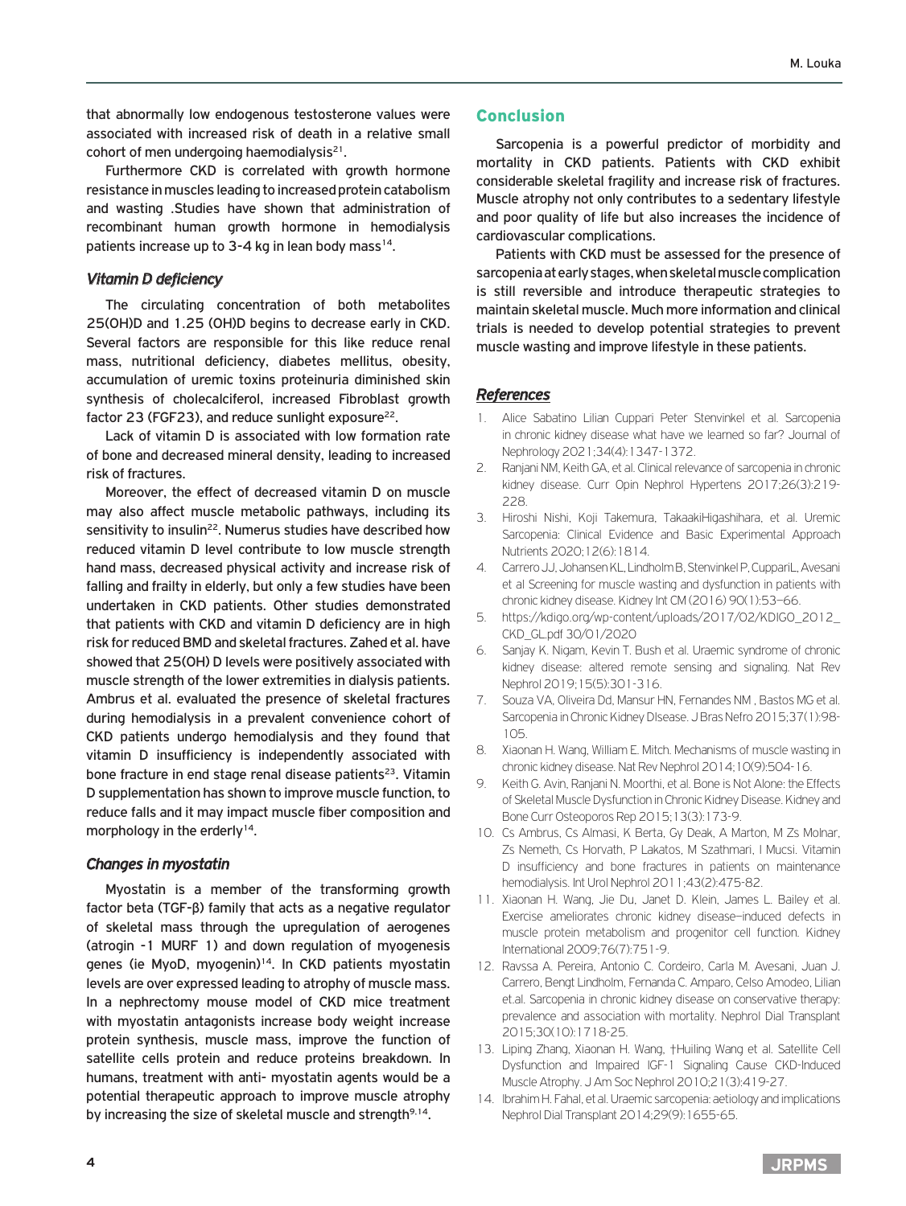that abnormally low endogenous testosterone values were associated with increased risk of death in a relative small cohort of men undergoing haemodialysis[21].

Furthermore CKD is correlated with growth hormone resistance in muscles leading to increased protein catabolism and wasting .Studies have shown that administration of recombinant human growth hormone in hemodialysis patients increase up to 3-4 kg in lean body mass[14].

### *Vitamin D deficiency*

The circulating concentration of both metabolites 25(OH)D and 1.25 (OH)D begins to decrease early in CKD. Several factors are responsible for this like reduce renal mass, nutritional deficiency, diabetes mellitus, obesity, accumulation of uremic toxins proteinuria diminished skin synthesis of cholecalciferol, increased Fibroblast growth factor 23 (FGF23), and reduce sunlight exposure[22].

Lack of vitamin D is associated with low formation rate of bone and decreased mineral density, leading to increased risk of fractures.

Moreover, the effect of decreased vitamin D on muscle may also affect muscle metabolic pathways, including its sensitivity to insulin[22]. Numerus studies have described how reduced vitamin D level contribute to low muscle strength hand mass, decreased physical activity and increase risk of falling and frailty in elderly, but only a few studies have been undertaken in CKD patients. Other studies demonstrated that patients with CKD and vitamin D deficiency are in high risk for reduced BMD and skeletal fractures. Zahed et al. have showed that 25(OH) D levels were positively associated with muscle strength of the lower extremities in dialysis patients. Ambrus et al. evaluated the presence of skeletal fractures during hemodialysis in a prevalent convenience cohort of CKD patients undergo hemodialysis and they found that vitamin D insufficiency is independently associated with bone fracture in end stage renal disease patients[23]. Vitamin D supplementation has shown to improve muscle function, to reduce falls and it may impact muscle fiber composition and morphology in the erderly[14].

### *Changes in myostatin*

Myostatin is a member of the transforming growth factor beta (TGF-β) family that acts as a negative regulator of skeletal mass through the upregulation of aerogenes (atrogin -1 MURF 1) and down regulation of myogenesis genes (ie MyoD, myogenin)[14]. In CKD patients myostatin levels are over expressed leading to atrophy of muscle mass. In a nephrectomy mouse model of CKD mice treatment with myostatin antagonists increase body weight increase protein synthesis, muscle mass, improve the function of satellite cells protein and reduce proteins breakdown. In humans, treatment with anti- myostatin agents would be a potential therapeutic approach to improve muscle atrophy by increasing the size of skeletal muscle and strength[9,14].

## Conclusion

Sarcopenia is a powerful predictor of morbidity and mortality in CKD patients. Patients with CKD exhibit considerable skeletal fragility and increase risk of fractures. Muscle atrophy not only contributes to a sedentary lifestyle and poor quality of life but also increases the incidence of cardiovascular complications.

Patients with CKD must be assessed for the presence of sarcopenia at early stages, when skeletal muscle complication is still reversible and introduce therapeutic strategies to maintain skeletal muscle. Much more information and clinical trials is needed to develop potential strategies to prevent muscle wasting and improve lifestyle in these patients.

## *References*

1. Alice Sabatino Lilian Cuppari Peter Stenvinkel et al. Sarcopenia in chronic kidney disease what have we learned so far? Journal of Nephrology 2021;34(4):1347-1372.
2. Ranjani NM, Keith GA, et al. Clinical relevance of sarcopenia in chronic kidney disease. Curr Opin Nephrol Hypertens 2017;26(3):219-228.
3. Hiroshi Nishi, Koji Takemura, TakaakiHigashihara, et al. Uremic Sarcopenia: Clinical Evidence and Basic Experimental Approach Nutrients 2020;12(6):1814.
4. Carrero JJ, Johansen KL, Lindholm B, Stenvinkel P, CuppariL, Avesani et al Screening for muscle wasting and dysfunction in patients with chronic kidney disease. Kidney Int CM (2016) 90(1):53–66.
5. https://kdigo.org/wp-content/uploads/2017/02/KDIGO_2012_CKD_GL.pdf 30/01/2020
6. Sanjay K. Nigam, Kevin T. Bush et al. Uraemic syndrome of chronic kidney disease: altered remote sensing and signaling. Nat Rev Nephrol 2019;15(5):301-316.
7. Souza VA, Oliveira DD, Mansur HN, Fernandes NM , Bastos MG et al. Sarcopenia in Chronic Kidney DIsease. J Bras Nefro 2015;37(1):98-105.
8. Xiaonan H. Wang, William E. Mitch. Mechanisms of muscle wasting in chronic kidney disease. Nat Rev Nephrol 2014;10(9):504-16.
9. Keith G. Avin, Ranjani N. Moorthi, et al. Bone is Not Alone: the Effects of Skeletal Muscle Dysfunction in Chronic Kidney Disease. Kidney and Bone Curr Osteoporos Rep 2015;13(3):173-9.
10. Cs Ambrus, Cs Almasi, K Berta, Gy Deak, A Marton, M Zs Molnar, Zs Nemeth, Cs Horvath, P Lakatos, M Szathmari, I Mucsi. Vitamin D insufficiency and bone fractures in patients on maintenance hemodialysis. Int Urol Nephrol 2011;43(2):475-82.
11. Xiaonan H. Wang, Jie Du, Janet D. Klein, James L. Bailey et al. Exercise ameliorates chronic kidney disease–induced defects in muscle protein metabolism and progenitor cell function. Kidney International 2009;76(7):751-9.
12. Ravssa A. Pereira, Antonio C. Cordeiro, Carla M. Avesani, Juan J. Carrero, Bengt Lindholm, Fernanda C. Amparo, Celso Amodeo, Lilian et.al. Sarcopenia in chronic kidney disease on conservative therapy: prevalence and association with mortality. Nephrol Dial Transplant 2015;30(10):1718-25.
13. Liping Zhang, Xiaonan H. Wang, †Huiling Wang et al. Satellite Cell Dysfunction and Impaired IGF-1 Signaling Cause CKD-Induced Muscle Atrophy. J Am Soc Nephrol 2010;21(3):419-27.
14. Ibrahim H. Fahal, et al. Uraemic sarcopenia: aetiology and implications Nephrol Dial Transplant 2014;29(9):1655-65.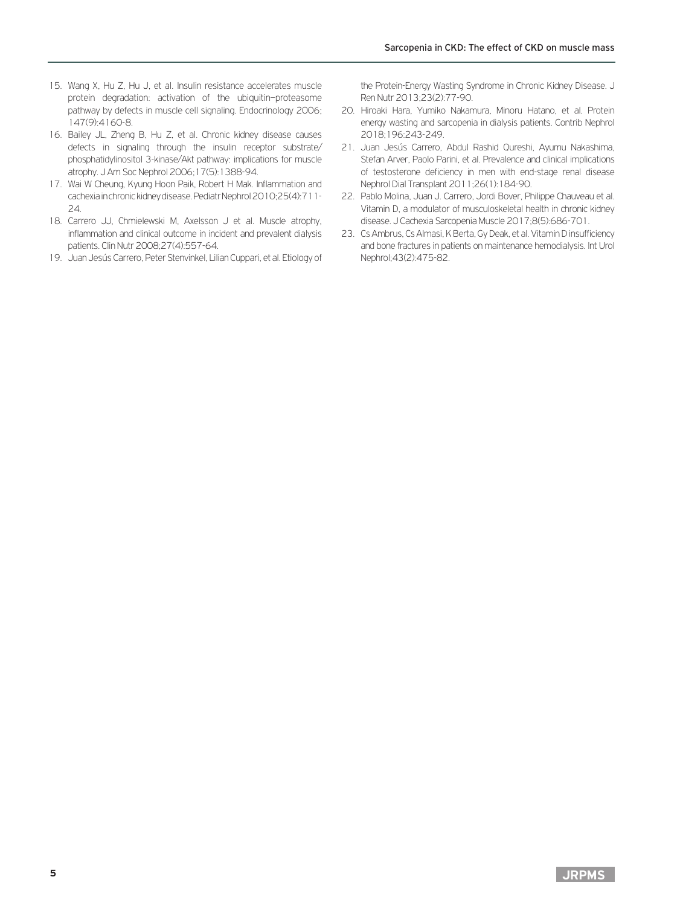15. Wang X, Hu Z, Hu J, et al. Insulin resistance accelerates muscle protein degradation: activation of the ubiquitin–proteasome pathway by defects in muscle cell signaling. Endocrinology 2006; 147(9):4160-8.
16. Bailey JL, Zheng B, Hu Z, et al. Chronic kidney disease causes defects in signaling through the insulin receptor substrate/ phosphatidylinositol 3-kinase/Akt pathway: implications for muscle atrophy. J Am Soc Nephrol 2006;17(5):1388-94.
17. Wai W Cheung, Kyung Hoon Paik, Robert H Mak. Inflammation and cachexia in chronic kidney disease. Pediatr Nephrol 2010;25(4):711-24.
18. Carrero JJ, Chmielewski M, Axelsson J et al. Muscle atrophy, inflammation and clinical outcome in incident and prevalent dialysis patients. Clin Nutr 2008;27(4):557-64.
19. Juan Jesús Carrero, Peter Stenvinkel, Lilian Cuppari, et al. Etiology of the Protein-Energy Wasting Syndrome in Chronic Kidney Disease. J Ren Nutr 2013;23(2):77-90.
20. Hiroaki Hara, Yumiko Nakamura, Minoru Hatano, et al. Protein energy wasting and sarcopenia in dialysis patients. Contrib Nephrol 2018;196:243-249.
21. Juan Jesús Carrero, Abdul Rashid Qureshi, Ayumu Nakashima, Stefan Arver, Paolo Parini, et al. Prevalence and clinical implications of testosterone deficiency in men with end-stage renal disease Nephrol Dial Transplant 2011;26(1):184-90.
22. Pablo Molina, Juan J. Carrero, Jordi Bover, Philippe Chauveau et al. Vitamin D, a modulator of musculoskeletal health in chronic kidney disease. J Cachexia Sarcopenia Muscle 2017;8(5):686-701.
23. Cs Ambrus, Cs Almasi, K Berta, Gy Deak, et al. Vitamin D insufficiency and bone fractures in patients on maintenance hemodialysis. Int Urol Nephrol;43(2):475-82.